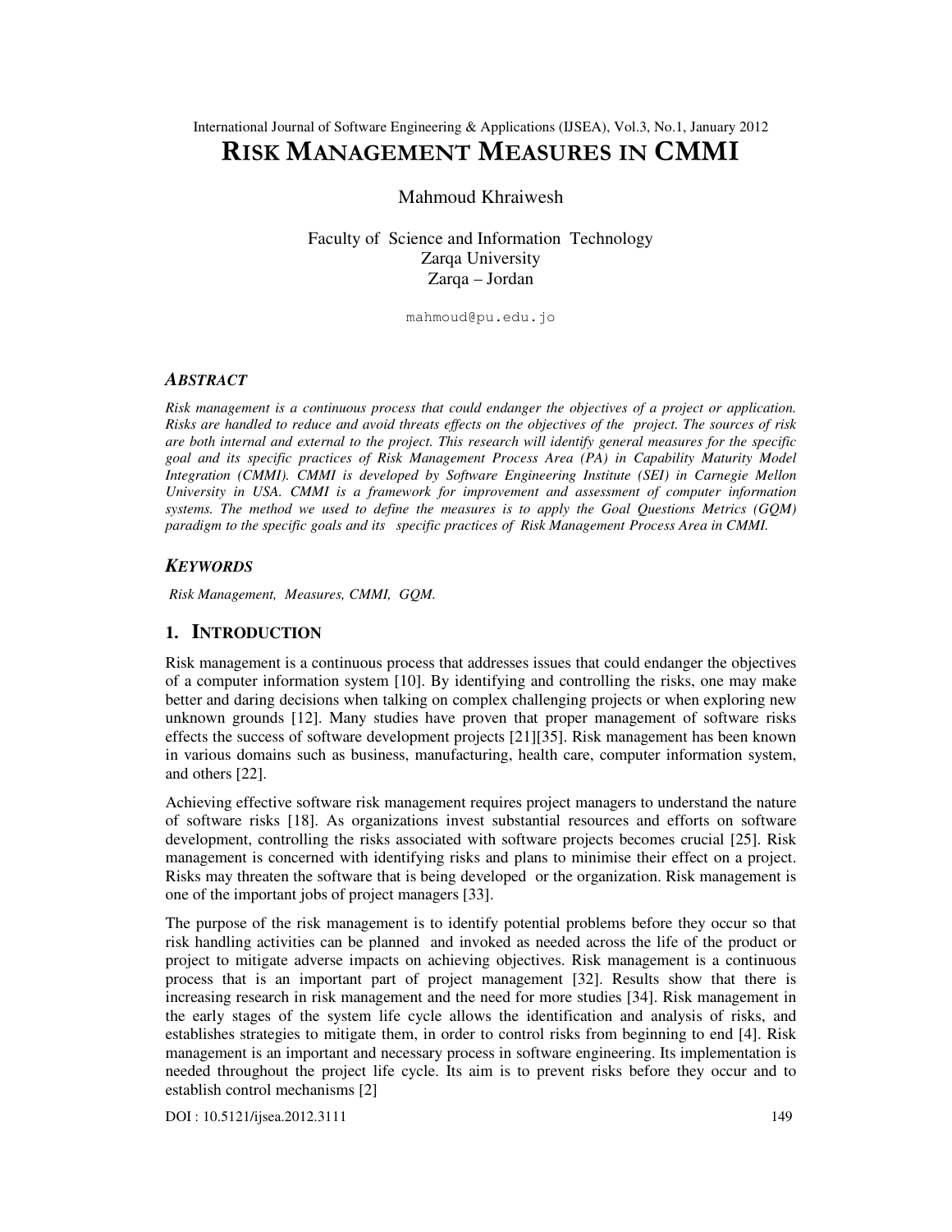# RISK MANAGEMENT MEASURES IN CMMI

Mahmoud Khraiwesh

Faculty of Science and Information Technology
Zarqa University
Zarqa – Jordan

mahmoud@pu.edu.jo

### ABSTRACT

*Risk management is a continuous process that could endanger the objectives of a project or application. Risks are handled to reduce and avoid threats effects on the objectives of the project. The sources of risk are both internal and external to the project. This research will identify general measures for the specific goal and its specific practices of Risk Management Process Area (PA) in Capability Maturity Model Integration (CMMI). CMMI is developed by Software Engineering Institute (SEI) in Carnegie Mellon University in USA. CMMI is a framework for improvement and assessment of computer information systems. The method we used to define the measures is to apply the Goal Questions Metrics (GQM) paradigm to the specific goals and its specific practices of Risk Management Process Area in CMMI.*

### KEYWORDS

*Risk Management, Measures, CMMI, GQM.*

## 1. INTRODUCTION

Risk management is a continuous process that addresses issues that could endanger the objectives of a computer information system [10]. By identifying and controlling the risks, one may make better and daring decisions when talking on complex challenging projects or when exploring new unknown grounds [12]. Many studies have proven that proper management of software risks effects the success of software development projects [21][35]. Risk management has been known in various domains such as business, manufacturing, health care, computer information system, and others [22].

Achieving effective software risk management requires project managers to understand the nature of software risks [18]. As organizations invest substantial resources and efforts on software development, controlling the risks associated with software projects becomes crucial [25]. Risk management is concerned with identifying risks and plans to minimise their effect on a project. Risks may threaten the software that is being developed or the organization. Risk management is one of the important jobs of project managers [33].

The purpose of the risk management is to identify potential problems before they occur so that risk handling activities can be planned and invoked as needed across the life of the product or project to mitigate adverse impacts on achieving objectives. Risk management is a continuous process that is an important part of project management [32]. Results show that there is increasing research in risk management and the need for more studies [34]. Risk management in the early stages of the system life cycle allows the identification and analysis of risks, and establishes strategies to mitigate them, in order to control risks from beginning to end [4]. Risk management is an important and necessary process in software engineering. Its implementation is needed throughout the project life cycle. Its aim is to prevent risks before they occur and to establish control mechanisms [2]

DOI : 10.5121/ijsea.2012.3111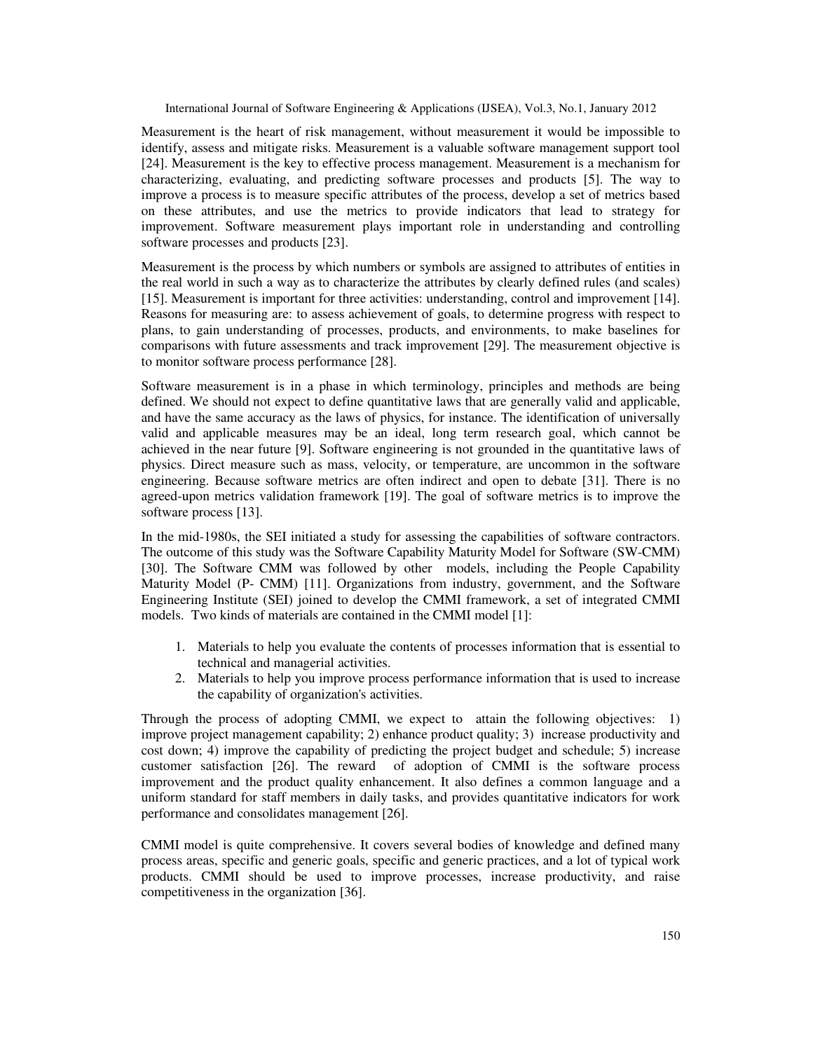Measurement is the heart of risk management, without measurement it would be impossible to identify, assess and mitigate risks. Measurement is a valuable software management support tool [24]. Measurement is the key to effective process management. Measurement is a mechanism for characterizing, evaluating, and predicting software processes and products [5]. The way to improve a process is to measure specific attributes of the process, develop a set of metrics based on these attributes, and use the metrics to provide indicators that lead to strategy for improvement. Software measurement plays important role in understanding and controlling software processes and products [23].

Measurement is the process by which numbers or symbols are assigned to attributes of entities in the real world in such a way as to characterize the attributes by clearly defined rules (and scales) [15]. Measurement is important for three activities: understanding, control and improvement [14]. Reasons for measuring are: to assess achievement of goals, to determine progress with respect to plans, to gain understanding of processes, products, and environments, to make baselines for comparisons with future assessments and track improvement [29]. The measurement objective is to monitor software process performance [28].

Software measurement is in a phase in which terminology, principles and methods are being defined. We should not expect to define quantitative laws that are generally valid and applicable, and have the same accuracy as the laws of physics, for instance. The identification of universally valid and applicable measures may be an ideal, long term research goal, which cannot be achieved in the near future [9]. Software engineering is not grounded in the quantitative laws of physics. Direct measure such as mass, velocity, or temperature, are uncommon in the software engineering. Because software metrics are often indirect and open to debate [31]. There is no agreed-upon metrics validation framework [19]. The goal of software metrics is to improve the software process [13].

In the mid-1980s, the SEI initiated a study for assessing the capabilities of software contractors. The outcome of this study was the Software Capability Maturity Model for Software (SW-CMM) [30]. The Software CMM was followed by other models, including the People Capability Maturity Model (P- CMM) [11]. Organizations from industry, government, and the Software Engineering Institute (SEI) joined to develop the CMMI framework, a set of integrated CMMI models. Two kinds of materials are contained in the CMMI model [1]:

1. Materials to help you evaluate the contents of processes information that is essential to technical and managerial activities.
2. Materials to help you improve process performance information that is used to increase the capability of organization's activities.

Through the process of adopting CMMI, we expect to attain the following objectives: 1) improve project management capability; 2) enhance product quality; 3) increase productivity and cost down; 4) improve the capability of predicting the project budget and schedule; 5) increase customer satisfaction [26]. The reward of adoption of CMMI is the software process improvement and the product quality enhancement. It also defines a common language and a uniform standard for staff members in daily tasks, and provides quantitative indicators for work performance and consolidates management [26].

CMMI model is quite comprehensive. It covers several bodies of knowledge and defined many process areas, specific and generic goals, specific and generic practices, and a lot of typical work products. CMMI should be used to improve processes, increase productivity, and raise competitiveness in the organization [36].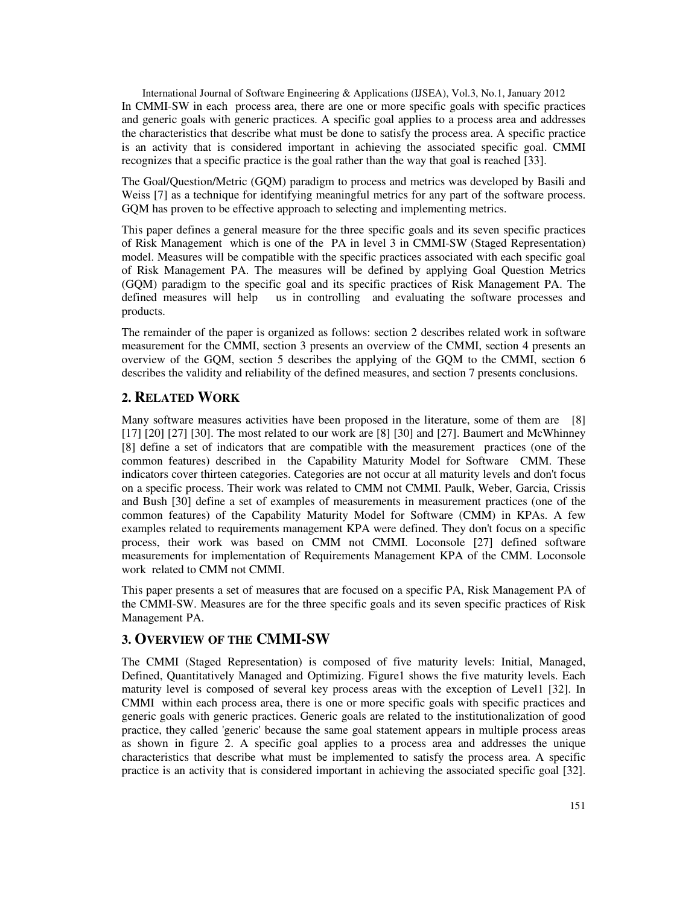In CMMI-SW in each process area, there are one or more specific goals with specific practices and generic goals with generic practices. A specific goal applies to a process area and addresses the characteristics that describe what must be done to satisfy the process area. A specific practice is an activity that is considered important in achieving the associated specific goal. CMMI recognizes that a specific practice is the goal rather than the way that goal is reached [33].

The Goal/Question/Metric (GQM) paradigm to process and metrics was developed by Basili and Weiss [7] as a technique for identifying meaningful metrics for any part of the software process. GQM has proven to be effective approach to selecting and implementing metrics.

This paper defines a general measure for the three specific goals and its seven specific practices of Risk Management which is one of the PA in level 3 in CMMI-SW (Staged Representation) model. Measures will be compatible with the specific practices associated with each specific goal of Risk Management PA. The measures will be defined by applying Goal Question Metrics (GQM) paradigm to the specific goal and its specific practices of Risk Management PA. The defined measures will help us in controlling and evaluating the software processes and products.

The remainder of the paper is organized as follows: section 2 describes related work in software measurement for the CMMI, section 3 presents an overview of the CMMI, section 4 presents an overview of the GQM, section 5 describes the applying of the GQM to the CMMI, section 6 describes the validity and reliability of the defined measures, and section 7 presents conclusions.

## 2. RELATED WORK

Many software measures activities have been proposed in the literature, some of them are [8] [17] [20] [27] [30]. The most related to our work are [8] [30] and [27]. Baumert and McWhinney [8] define a set of indicators that are compatible with the measurement practices (one of the common features) described in the Capability Maturity Model for Software CMM. These indicators cover thirteen categories. Categories are not occur at all maturity levels and don't focus on a specific process. Their work was related to CMM not CMMI. Paulk, Weber, Garcia, Crissis and Bush [30] define a set of examples of measurements in measurement practices (one of the common features) of the Capability Maturity Model for Software (CMM) in KPAs. A few examples related to requirements management KPA were defined. They don't focus on a specific process, their work was based on CMM not CMMI. Loconsole [27] defined software measurements for implementation of Requirements Management KPA of the CMM. Loconsole work related to CMM not CMMI.

This paper presents a set of measures that are focused on a specific PA, Risk Management PA of the CMMI-SW. Measures are for the three specific goals and its seven specific practices of Risk Management PA.

## 3. OVERVIEW OF THE CMMI-SW

The CMMI (Staged Representation) is composed of five maturity levels: Initial, Managed, Defined, Quantitatively Managed and Optimizing. Figure1 shows the five maturity levels. Each maturity level is composed of several key process areas with the exception of Level1 [32]. In CMMI within each process area, there is one or more specific goals with specific practices and generic goals with generic practices. Generic goals are related to the institutionalization of good practice, they called 'generic' because the same goal statement appears in multiple process areas as shown in figure 2. A specific goal applies to a process area and addresses the unique characteristics that describe what must be implemented to satisfy the process area. A specific practice is an activity that is considered important in achieving the associated specific goal [32].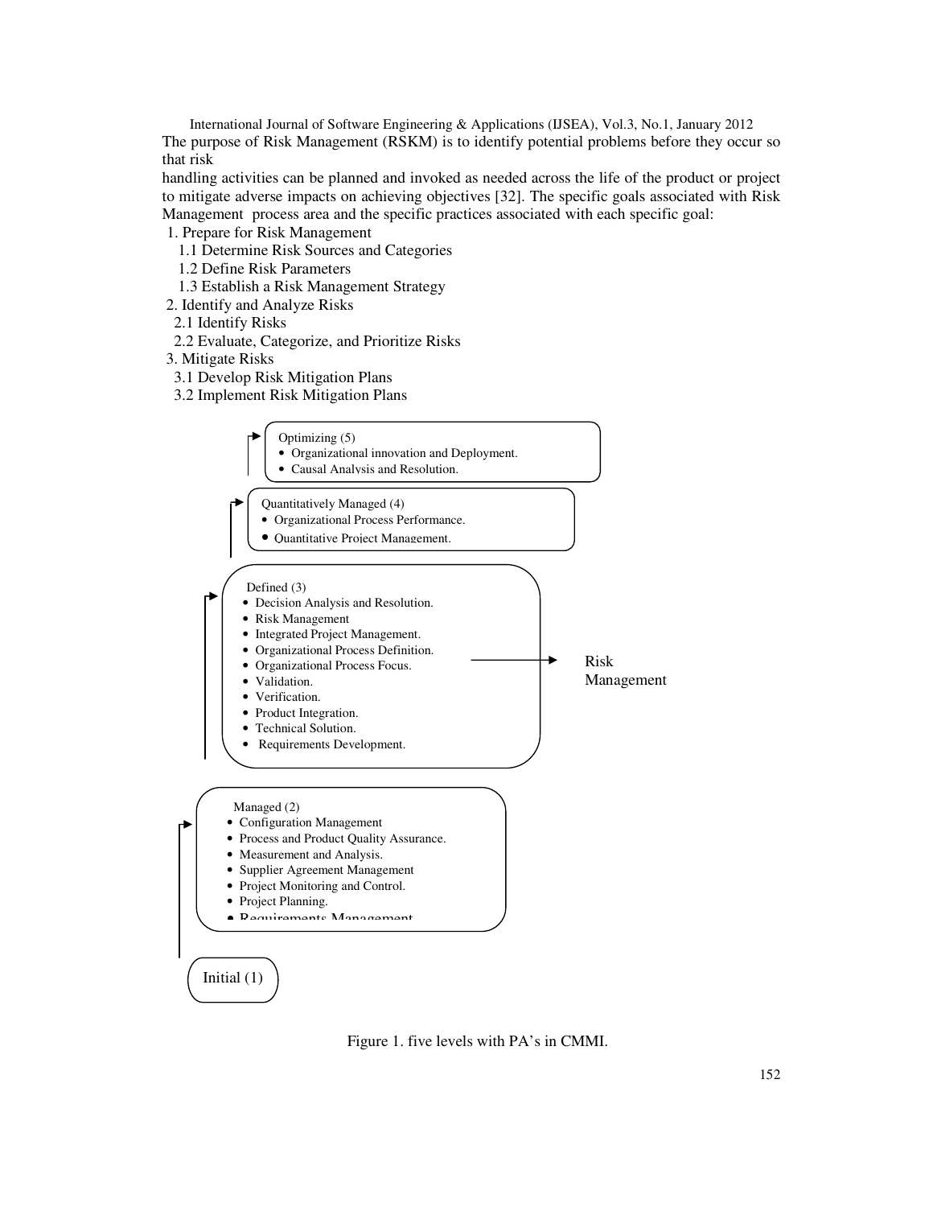The purpose of Risk Management (RSKM) is to identify potential problems before they occur so that risk

handling activities can be planned and invoked as needed across the life of the product or project to mitigate adverse impacts on achieving objectives [32]. The specific goals associated with Risk Management process area and the specific practices associated with each specific goal:

1. Prepare for Risk Management
   - 1.1 Determine Risk Sources and Categories
   - 1.2 Define Risk Parameters
   - 1.3 Establish a Risk Management Strategy
2. Identify and Analyze Risks
   - 2.1 Identify Risks
   - 2.2 Evaluate, Categorize, and Prioritize Risks
3. Mitigate Risks
   - 3.1 Develop Risk Mitigation Plans
   - 3.2 Implement Risk Mitigation Plans

Optimizing (5)
- Organizational innovation and Deployment.
- Causal Analysis and Resolution.

Quantitatively Managed (4)
- Organizational Process Performance.
- Quantitative Project Management.

Defined (3)
- Decision Analysis and Resolution.
- Risk Management
- Integrated Project Management.
- Organizational Process Definition.
- Organizational Process Focus.
- Validation.
- Verification.
- Product Integration.
- Technical Solution.
- Requirements Development.

Risk Management

Managed (2)
- Configuration Management
- Process and Product Quality Assurance.
- Measurement and Analysis.
- Supplier Agreement Management
- Project Monitoring and Control.
- Project Planning.
- Requirements Management

Initial (1)

Figure 1. five levels with PA's in CMMI.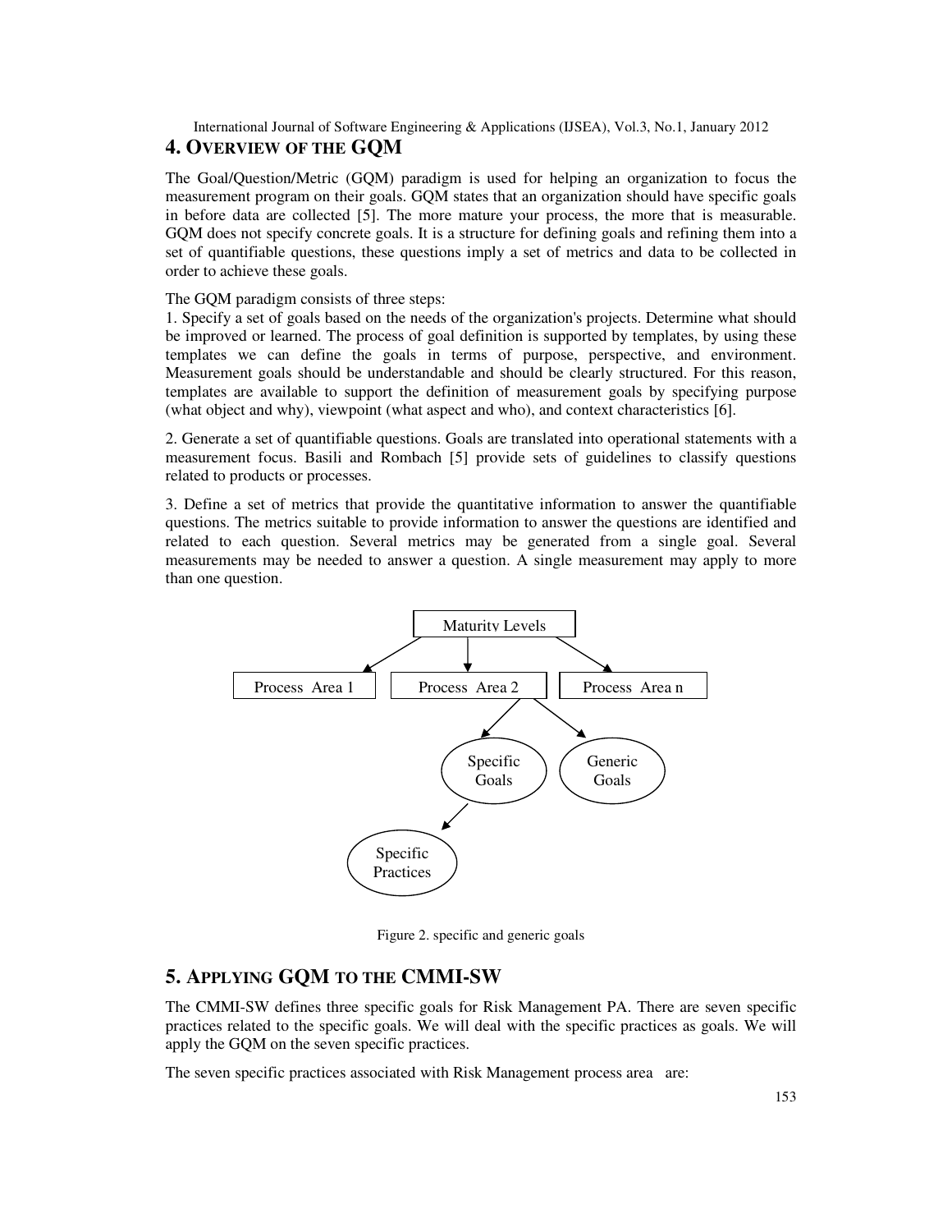## 4. Overview of the GQM

The Goal/Question/Metric (GQM) paradigm is used for helping an organization to focus the measurement program on their goals. GQM states that an organization should have specific goals in before data are collected [5]. The more mature your process, the more that is measurable. GQM does not specify concrete goals. It is a structure for defining goals and refining them into a set of quantifiable questions, these questions imply a set of metrics and data to be collected in order to achieve these goals.

The GQM paradigm consists of three steps:

1. Specify a set of goals based on the needs of the organization's projects. Determine what should be improved or learned. The process of goal definition is supported by templates, by using these templates we can define the goals in terms of purpose, perspective, and environment. Measurement goals should be understandable and should be clearly structured. For this reason, templates are available to support the definition of measurement goals by specifying purpose (what object and why), viewpoint (what aspect and who), and context characteristics [6].

2. Generate a set of quantifiable questions. Goals are translated into operational statements with a measurement focus. Basili and Rombach [5] provide sets of guidelines to classify questions related to products or processes.

3. Define a set of metrics that provide the quantitative information to answer the quantifiable questions. The metrics suitable to provide information to answer the questions are identified and related to each question. Several metrics may be generated from a single goal. Several measurements may be needed to answer a question. A single measurement may apply to more than one question.

Maturity Levels

Process Area 1 | Process Area 2 | Process Area n

Specific Goals | Generic Goals

Specific Practices

Figure 2. specific and generic goals

## 5. Applying GQM to the CMMI-SW

The CMMI-SW defines three specific goals for Risk Management PA. There are seven specific practices related to the specific goals. We will deal with the specific practices as goals. We will apply the GQM on the seven specific practices.

The seven specific practices associated with Risk Management process area are: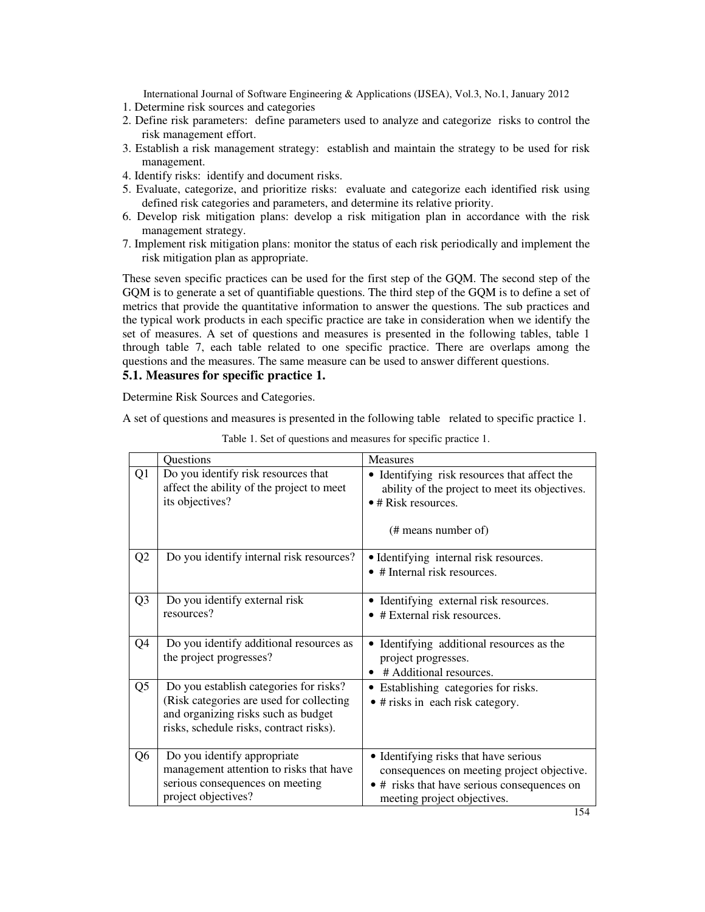1. Determine risk sources and categories
2. Define risk parameters: define parameters used to analyze and categorize risks to control the risk management effort.
3. Establish a risk management strategy: establish and maintain the strategy to be used for risk management.
4. Identify risks: identify and document risks.
5. Evaluate, categorize, and prioritize risks: evaluate and categorize each identified risk using defined risk categories and parameters, and determine its relative priority.
6. Develop risk mitigation plans: develop a risk mitigation plan in accordance with the risk management strategy.
7. Implement risk mitigation plans: monitor the status of each risk periodically and implement the risk mitigation plan as appropriate.

These seven specific practices can be used for the first step of the GQM. The second step of the GQM is to generate a set of quantifiable questions. The third step of the GQM is to define a set of metrics that provide the quantitative information to answer the questions. The sub practices and the typical work products in each specific practice are take in consideration when we identify the set of measures. A set of questions and measures is presented in the following tables, table 1 through table 7, each table related to one specific practice. There are overlaps among the questions and the measures. The same measure can be used to answer different questions.

### 5.1. Measures for specific practice 1.

Determine Risk Sources and Categories.

A set of questions and measures is presented in the following table related to specific practice 1.

Table 1. Set of questions and measures for specific practice 1.

| | Questions | Measures |
|---|---|---|
| Q1 | Do you identify risk resources that affect the ability of the project to meet its objectives? | • Identifying risk resources that affect the ability of the project to meet its objectives.<br>• # Risk resources.<br><br>(# means number of) |
| Q2 | Do you identify internal risk resources? | • Identifying internal risk resources.<br>• # Internal risk resources. |
| Q3 | Do you identify external risk resources? | • Identifying external risk resources.<br>• # External risk resources. |
| Q4 | Do you identify additional resources as the project progresses? | • Identifying additional resources as the project progresses.<br>• # Additional resources. |
| Q5 | Do you establish categories for risks? (Risk categories are used for collecting and organizing risks such as budget risks, schedule risks, contract risks). | • Establishing categories for risks.<br>• # risks in each risk category. |
| Q6 | Do you identify appropriate management attention to risks that have serious consequences on meeting project objectives? | • Identifying risks that have serious consequences on meeting project objective.<br>• # risks that have serious consequences on meeting project objectives. |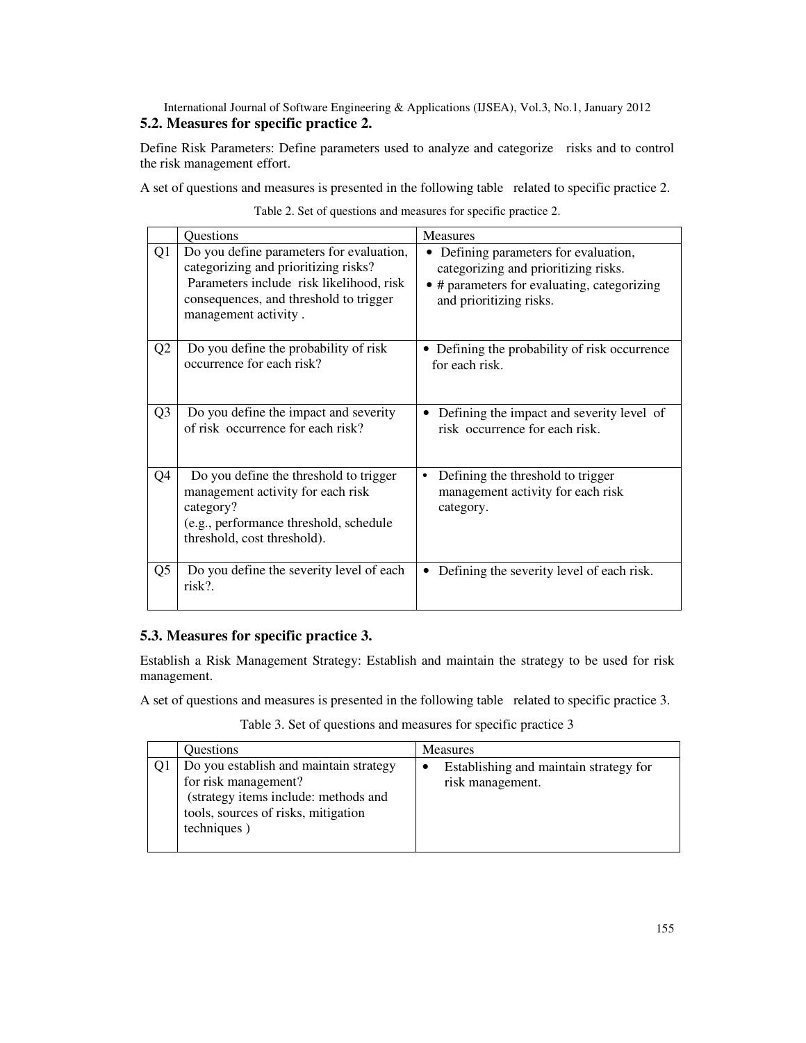## 5.2. Measures for specific practice 2.

Define Risk Parameters: Define parameters used to analyze and categorize risks and to control the risk management effort.

A set of questions and measures is presented in the following table related to specific practice 2.

Table 2. Set of questions and measures for specific practice 2.

| | Questions | Measures |
|---|---|---|
| Q1 | Do you define parameters for evaluation, categorizing and prioritizing risks? Parameters include risk likelihood, risk consequences, and threshold to trigger management activity . | • Defining parameters for evaluation, categorizing and prioritizing risks.<br>• # parameters for evaluating, categorizing and prioritizing risks. |
| Q2 | Do you define the probability of risk occurrence for each risk? | • Defining the probability of risk occurrence for each risk. |
| Q3 | Do you define the impact and severity of risk occurrence for each risk? | • Defining the impact and severity level of risk occurrence for each risk. |
| Q4 | Do you define the threshold to trigger management activity for each risk category?<br>(e.g., performance threshold, schedule threshold, cost threshold). | • Defining the threshold to trigger management activity for each risk category. |
| Q5 | Do you define the severity level of each risk?. | • Defining the severity level of each risk. |

## 5.3. Measures for specific practice 3.

Establish a Risk Management Strategy: Establish and maintain the strategy to be used for risk management.

A set of questions and measures is presented in the following table related to specific practice 3.

Table 3. Set of questions and measures for specific practice 3

| | Questions | Measures |
|---|---|---|
| Q1 | Do you establish and maintain strategy for risk management?<br>(strategy items include: methods and tools, sources of risks, mitigation techniques ) | • Establishing and maintain strategy for risk management. |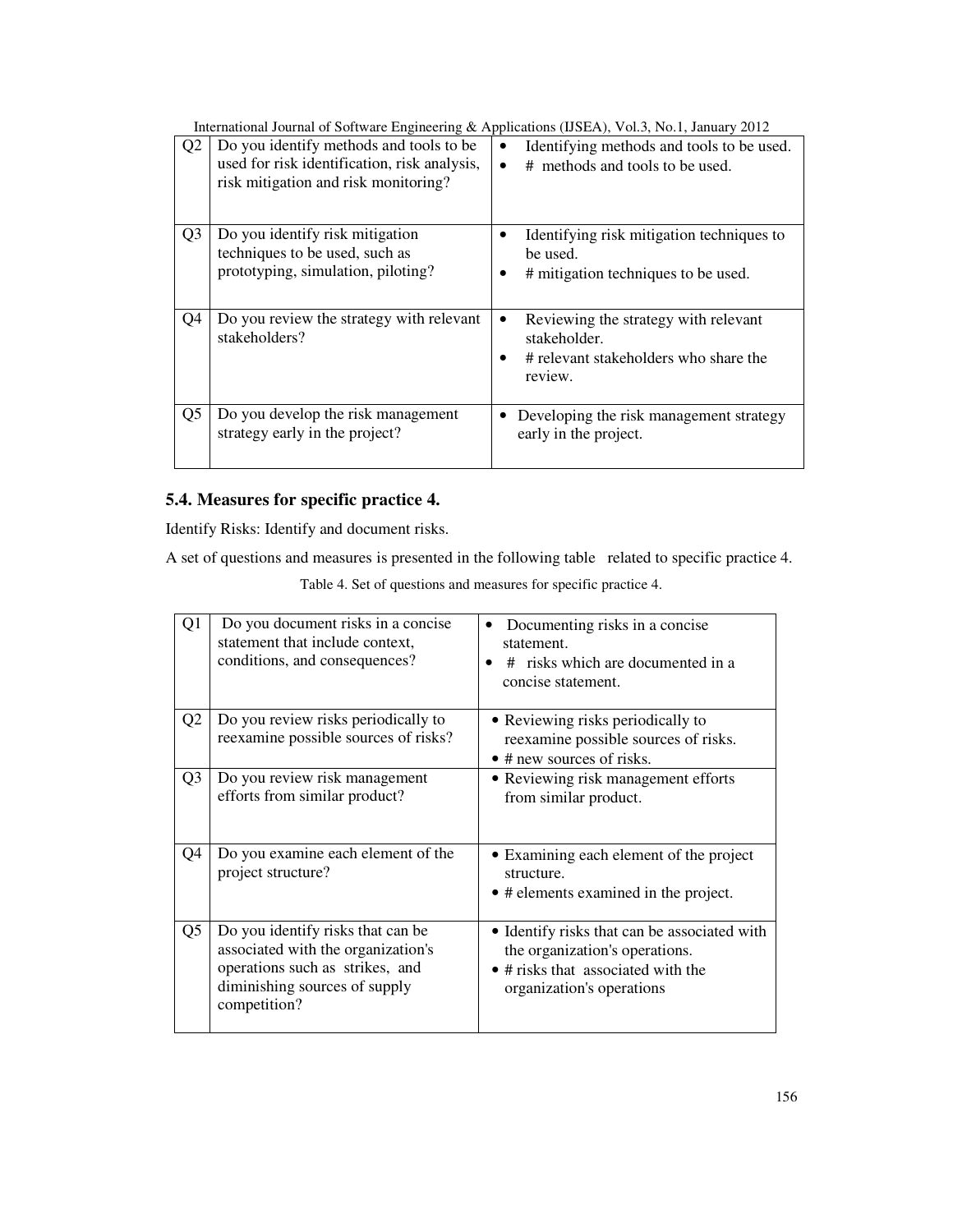| | | |
|---|---|---|
| Q2 | Do you identify methods and tools to be used for risk identification, risk analysis, risk mitigation and risk monitoring? | • Identifying methods and tools to be used.<br>• # methods and tools to be used. |
| Q3 | Do you identify risk mitigation techniques to be used, such as prototyping, simulation, piloting? | • Identifying risk mitigation techniques to be used.<br>• # mitigation techniques to be used. |
| Q4 | Do you review the strategy with relevant stakeholders? | • Reviewing the strategy with relevant stakeholder.<br>• # relevant stakeholders who share the review. |
| Q5 | Do you develop the risk management strategy early in the project? | • Developing the risk management strategy early in the project. |

### 5.4. Measures for specific practice 4.

Identify Risks: Identify and document risks.

A set of questions and measures is presented in the following table related to specific practice 4.

Table 4. Set of questions and measures for specific practice 4.

| | | |
|---|---|---|
| Q1 | Do you document risks in a concise statement that include context, conditions, and consequences? | • Documenting risks in a concise statement.<br>• # risks which are documented in a concise statement. |
| Q2 | Do you review risks periodically to reexamine possible sources of risks? | • Reviewing risks periodically to reexamine possible sources of risks.<br>• # new sources of risks. |
| Q3 | Do you review risk management efforts from similar product? | • Reviewing risk management efforts from similar product. |
| Q4 | Do you examine each element of the project structure? | • Examining each element of the project structure.<br>• # elements examined in the project. |
| Q5 | Do you identify risks that can be associated with the organization's operations such as strikes, and diminishing sources of supply competition? | • Identify risks that can be associated with the organization's operations.<br>• # risks that associated with the organization's operations |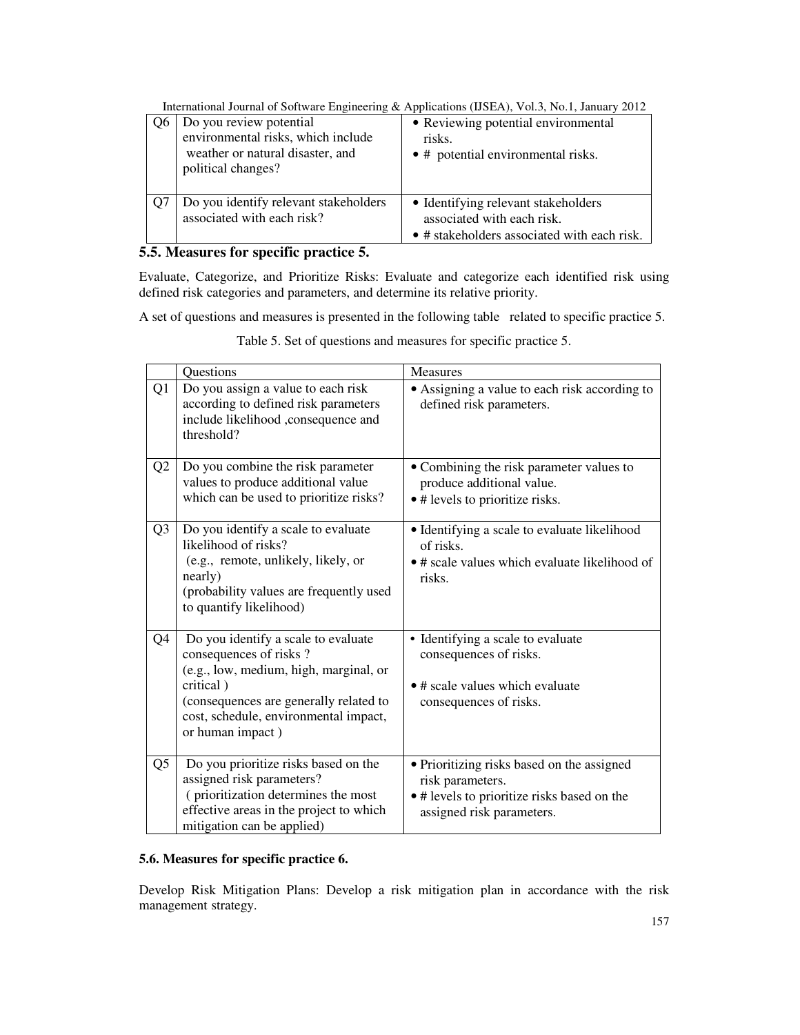| | | |
|---|---|---|
| Q6 | Do you review potential environmental risks, which include weather or natural disaster, and political changes? | • Reviewing potential environmental risks.<br>• # potential environmental risks. |
| Q7 | Do you identify relevant stakeholders associated with each risk? | • Identifying relevant stakeholders associated with each risk.<br>• # stakeholders associated with each risk. |

## 5.5. Measures for specific practice 5.

Evaluate, Categorize, and Prioritize Risks: Evaluate and categorize each identified risk using defined risk categories and parameters, and determine its relative priority.

A set of questions and measures is presented in the following table related to specific practice 5.

Table 5. Set of questions and measures for specific practice 5.

| | Questions | Measures |
|---|---|---|
| Q1 | Do you assign a value to each risk according to defined risk parameters include likelihood ,consequence and threshold? | • Assigning a value to each risk according to defined risk parameters. |
| Q2 | Do you combine the risk parameter values to produce additional value which can be used to prioritize risks? | • Combining the risk parameter values to produce additional value.<br>• # levels to prioritize risks. |
| Q3 | Do you identify a scale to evaluate likelihood of risks? (e.g., remote, unlikely, likely, or nearly) (probability values are frequently used to quantify likelihood) | • Identifying a scale to evaluate likelihood of risks.<br>• # scale values which evaluate likelihood of risks. |
| Q4 | Do you identify a scale to evaluate consequences of risks ? (e.g., low, medium, high, marginal, or critical ) (consequences are generally related to cost, schedule, environmental impact, or human impact ) | • Identifying a scale to evaluate consequences of risks.<br>• # scale values which evaluate consequences of risks. |
| Q5 | Do you prioritize risks based on the assigned risk parameters? ( prioritization determines the most effective areas in the project to which mitigation can be applied) | • Prioritizing risks based on the assigned risk parameters.<br>• # levels to prioritize risks based on the assigned risk parameters. |

## 5.6. Measures for specific practice 6.

Develop Risk Mitigation Plans: Develop a risk mitigation plan in accordance with the risk management strategy.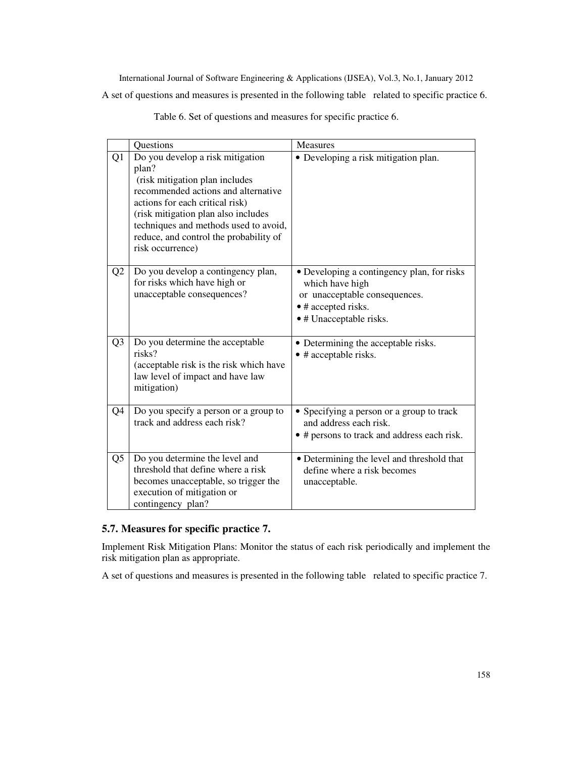A set of questions and measures is presented in the following table related to specific practice 6.

Table 6. Set of questions and measures for specific practice 6.

| | Questions | Measures |
|---|---|---|
| Q1 | Do you develop a risk mitigation plan? (risk mitigation plan includes recommended actions and alternative actions for each critical risk) (risk mitigation plan also includes techniques and methods used to avoid, reduce, and control the probability of risk occurrence) | • Developing a risk mitigation plan. |
| Q2 | Do you develop a contingency plan, for risks which have high or unacceptable consequences? | • Developing a contingency plan, for risks which have high or unacceptable consequences.<br>• # accepted risks.<br>• # Unacceptable risks. |
| Q3 | Do you determine the acceptable risks? (acceptable risk is the risk which have law level of impact and have law mitigation) | • Determining the acceptable risks.<br>• # acceptable risks. |
| Q4 | Do you specify a person or a group to track and address each risk? | • Specifying a person or a group to track and address each risk.<br>• # persons to track and address each risk. |
| Q5 | Do you determine the level and threshold that define where a risk becomes unacceptable, so trigger the execution of mitigation or contingency plan? | • Determining the level and threshold that define where a risk becomes unacceptable. |

### 5.7. Measures for specific practice 7.

Implement Risk Mitigation Plans: Monitor the status of each risk periodically and implement the risk mitigation plan as appropriate.

A set of questions and measures is presented in the following table related to specific practice 7.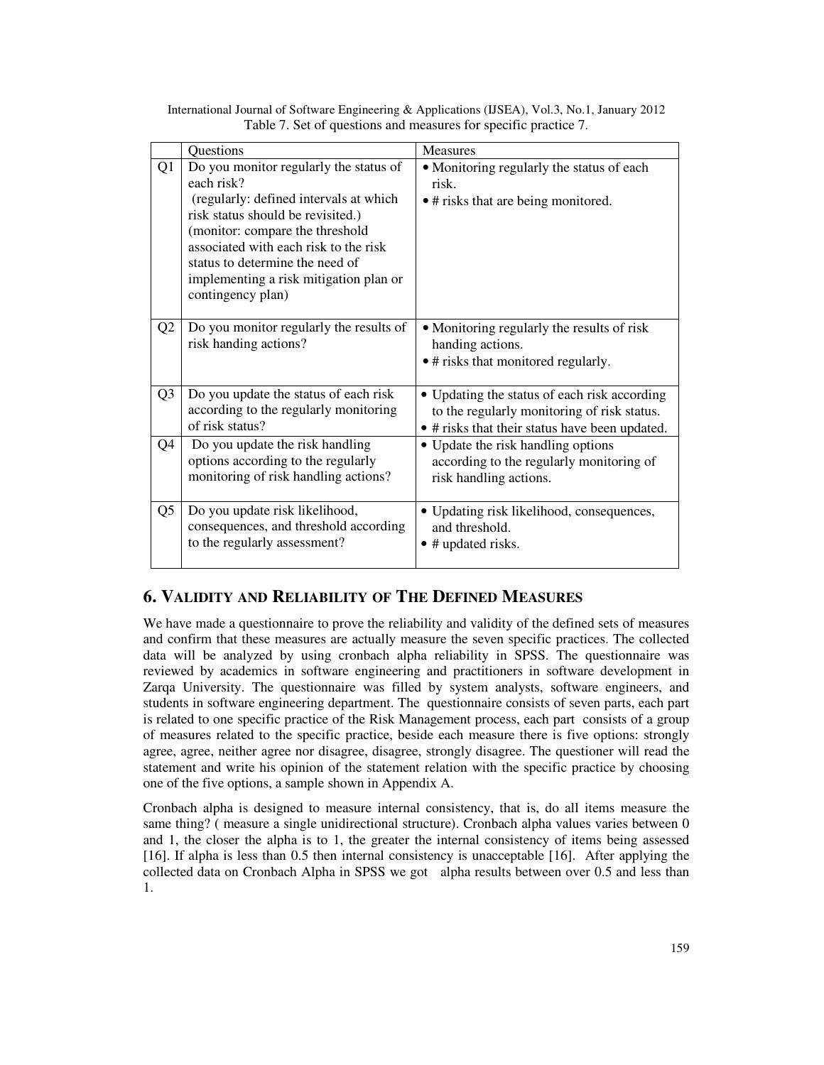Table 7. Set of questions and measures for specific practice 7.

| | Questions | Measures |
|---|---|---|
| Q1 | Do you monitor regularly the status of each risk? (regularly: defined intervals at which risk status should be revisited.) (monitor: compare the threshold associated with each risk to the risk status to determine the need of implementing a risk mitigation plan or contingency plan) | • Monitoring regularly the status of each risk. • # risks that are being monitored. |
| Q2 | Do you monitor regularly the results of risk handing actions? | • Monitoring regularly the results of risk handing actions. • # risks that monitored regularly. |
| Q3 | Do you update the status of each risk according to the regularly monitoring of risk status? | • Updating the status of each risk according to the regularly monitoring of risk status. • # risks that their status have been updated. |
| Q4 | Do you update the risk handling options according to the regularly monitoring of risk handling actions? | • Update the risk handling options according to the regularly monitoring of risk handling actions. |
| Q5 | Do you update risk likelihood, consequences, and threshold according to the regularly assessment? | • Updating risk likelihood, consequences, and threshold. • # updated risks. |

## 6. Validity and Reliability of The Defined Measures

We have made a questionnaire to prove the reliability and validity of the defined sets of measures and confirm that these measures are actually measure the seven specific practices. The collected data will be analyzed by using cronbach alpha reliability in SPSS. The questionnaire was reviewed by academics in software engineering and practitioners in software development in Zarqa University. The questionnaire was filled by system analysts, software engineers, and students in software engineering department. The questionnaire consists of seven parts, each part is related to one specific practice of the Risk Management process, each part consists of a group of measures related to the specific practice, beside each measure there is five options: strongly agree, agree, neither agree nor disagree, disagree, strongly disagree. The questioner will read the statement and write his opinion of the statement relation with the specific practice by choosing one of the five options, a sample shown in Appendix A.

Cronbach alpha is designed to measure internal consistency, that is, do all items measure the same thing? ( measure a single unidirectional structure). Cronbach alpha values varies between 0 and 1, the closer the alpha is to 1, the greater the internal consistency of items being assessed [16]. If alpha is less than 0.5 then internal consistency is unacceptable [16]. After applying the collected data on Cronbach Alpha in SPSS we got alpha results between over 0.5 and less than 1.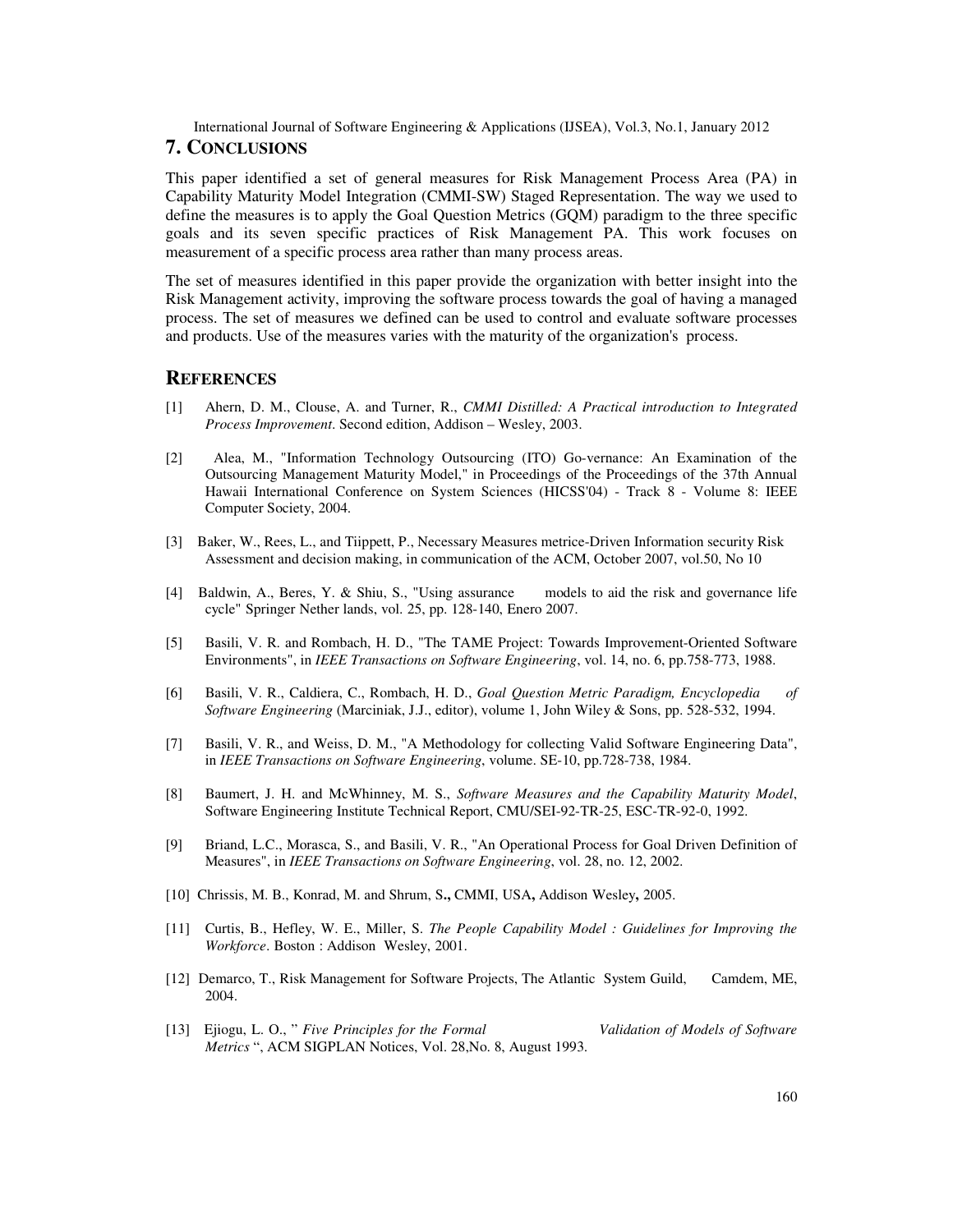## 7. CONCLUSIONS

This paper identified a set of general measures for Risk Management Process Area (PA) in Capability Maturity Model Integration (CMMI-SW) Staged Representation. The way we used to define the measures is to apply the Goal Question Metrics (GQM) paradigm to the three specific goals and its seven specific practices of Risk Management PA. This work focuses on measurement of a specific process area rather than many process areas.

The set of measures identified in this paper provide the organization with better insight into the Risk Management activity, improving the software process towards the goal of having a managed process. The set of measures we defined can be used to control and evaluate software processes and products. Use of the measures varies with the maturity of the organization's process.

## REFERENCES

[1] Ahern, D. M., Clouse, A. and Turner, R., *CMMI Distilled: A Practical introduction to Integrated Process Improvement*. Second edition, Addison – Wesley, 2003.

[2] Alea, M., "Information Technology Outsourcing (ITO) Go-vernance: An Examination of the Outsourcing Management Maturity Model," in Proceedings of the Proceedings of the 37th Annual Hawaii International Conference on System Sciences (HICSS'04) - Track 8 - Volume 8: IEEE Computer Society, 2004.

[3] Baker, W., Rees, L., and Tiippett, P., Necessary Measures metrice-Driven Information security Risk Assessment and decision making, in communication of the ACM, October 2007, vol.50, No 10

[4] Baldwin, A., Beres, Y. & Shiu, S., "Using assurance models to aid the risk and governance life cycle" Springer Nether lands, vol. 25, pp. 128-140, Enero 2007.

[5] Basili, V. R. and Rombach, H. D., "The TAME Project: Towards Improvement-Oriented Software Environments", in *IEEE Transactions on Software Engineering*, vol. 14, no. 6, pp.758-773, 1988.

[6] Basili, V. R., Caldiera, C., Rombach, H. D., *Goal Question Metric Paradigm, Encyclopedia of Software Engineering* (Marciniak, J.J., editor), volume 1, John Wiley & Sons, pp. 528-532, 1994.

[7] Basili, V. R., and Weiss, D. M., "A Methodology for collecting Valid Software Engineering Data", in *IEEE Transactions on Software Engineering*, volume. SE-10, pp.728-738, 1984.

[8] Baumert, J. H. and McWhinney, M. S., *Software Measures and the Capability Maturity Model*, Software Engineering Institute Technical Report, CMU/SEI-92-TR-25, ESC-TR-92-0, 1992.

[9] Briand, L.C., Morasca, S., and Basili, V. R., "An Operational Process for Goal Driven Definition of Measures", in *IEEE Transactions on Software Engineering*, vol. 28, no. 12, 2002.

[10] Chrissis, M. B., Konrad, M. and Shrum, S**.,** CMMI, USA**,** Addison Wesley**,** 2005.

[11] Curtis, B., Hefley, W. E., Miller, S. *The People Capability Model : Guidelines for Improving the Workforce*. Boston : Addison Wesley, 2001.

[12] Demarco, T., Risk Management for Software Projects, The Atlantic System Guild, Camdem, ME, 2004.

[13] Ejiogu, L. O., " *Five Principles for the Formal Validation of Models of Software Metrics* ", ACM SIGPLAN Notices, Vol. 28,No. 8, August 1993.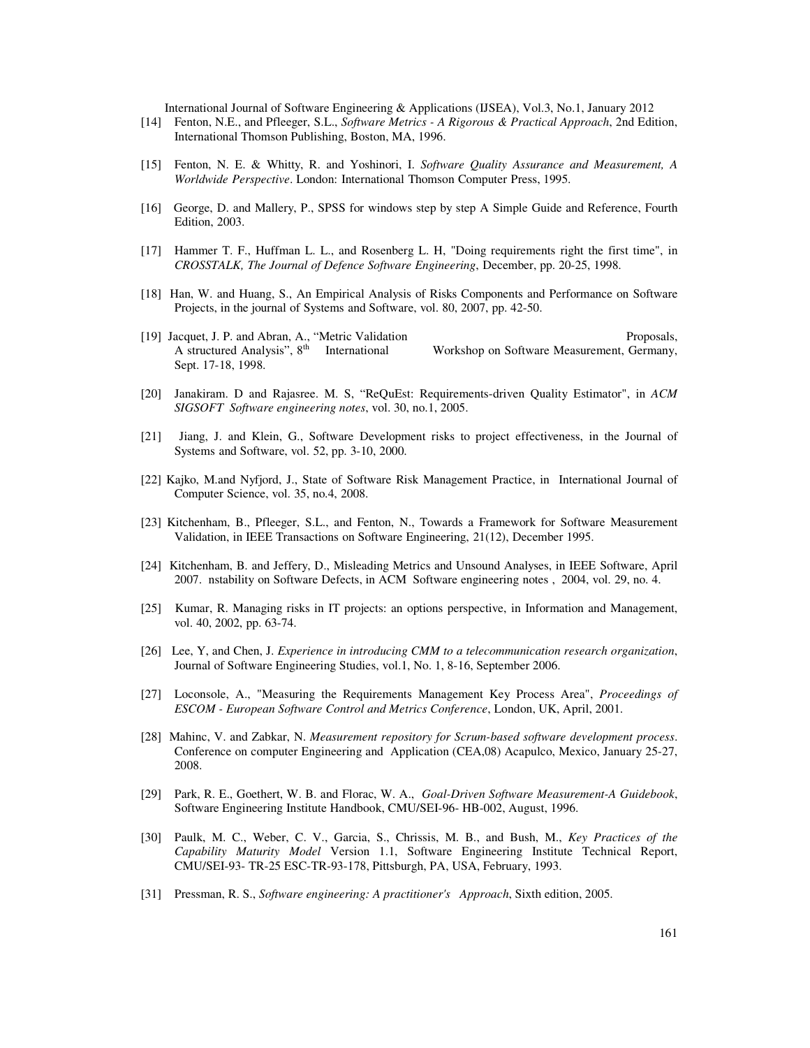[14] Fenton, N.E., and Pfleeger, S.L., *Software Metrics - A Rigorous & Practical Approach*, 2nd Edition, International Thomson Publishing, Boston, MA, 1996.

[15] Fenton, N. E. & Whitty, R. and Yoshinori, I. *Software Quality Assurance and Measurement, A Worldwide Perspective*. London: International Thomson Computer Press, 1995.

[16] George, D. and Mallery, P., SPSS for windows step by step A Simple Guide and Reference, Fourth Edition, 2003.

[17] Hammer T. F., Huffman L. L., and Rosenberg L. H, "Doing requirements right the first time", in *CROSSTALK, The Journal of Defence Software Engineering*, December, pp. 20-25, 1998.

[18] Han, W. and Huang, S., An Empirical Analysis of Risks Components and Performance on Software Projects, in the journal of Systems and Software, vol. 80, 2007, pp. 42-50.

[19] Jacquet, J. P. and Abran, A., "Metric Validation Proposals, A structured Analysis", 8th International Workshop on Software Measurement, Germany, Sept. 17-18, 1998.

[20] Janakiram. D and Rajasree. M. S, "ReQuEst: Requirements-driven Quality Estimator", in *ACM SIGSOFT Software engineering notes*, vol. 30, no.1, 2005.

[21] Jiang, J. and Klein, G., Software Development risks to project effectiveness, in the Journal of Systems and Software, vol. 52, pp. 3-10, 2000.

[22] Kajko, M.and Nyfjord, J., State of Software Risk Management Practice, in International Journal of Computer Science, vol. 35, no.4, 2008.

[23] Kitchenham, B., Pfleeger, S.L., and Fenton, N., Towards a Framework for Software Measurement Validation, in IEEE Transactions on Software Engineering, 21(12), December 1995.

[24] Kitchenham, B. and Jeffery, D., Misleading Metrics and Unsound Analyses, in IEEE Software, April 2007. nstability on Software Defects, in ACM Software engineering notes , 2004, vol. 29, no. 4.

[25] Kumar, R. Managing risks in IT projects: an options perspective, in Information and Management, vol. 40, 2002, pp. 63-74.

[26] Lee, Y, and Chen, J. *Experience in introducing CMM to a telecommunication research organization*, Journal of Software Engineering Studies, vol.1, No. 1, 8-16, September 2006.

[27] Loconsole, A., "Measuring the Requirements Management Key Process Area", *Proceedings of ESCOM - European Software Control and Metrics Conference*, London, UK, April, 2001.

[28] Mahinc, V. and Zabkar, N. *Measurement repository for Scrum-based software development process*. Conference on computer Engineering and Application (CEA,08) Acapulco, Mexico, January 25-27, 2008.

[29] Park, R. E., Goethert, W. B. and Florac, W. A., *Goal-Driven Software Measurement-A Guidebook*, Software Engineering Institute Handbook, CMU/SEI-96- HB-002, August, 1996.

[30] Paulk, M. C., Weber, C. V., Garcia, S., Chrissis, M. B., and Bush, M., *Key Practices of the Capability Maturity Model* Version 1.1, Software Engineering Institute Technical Report, CMU/SEI-93- TR-25 ESC-TR-93-178, Pittsburgh, PA, USA, February, 1993.

[31] Pressman, R. S., *Software engineering: A practitioner's Approach*, Sixth edition, 2005.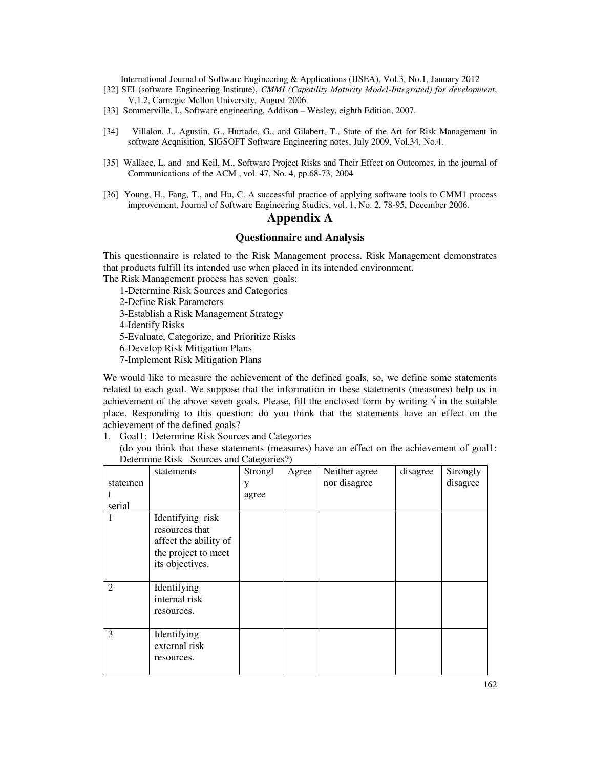[32] SEI (software Engineering Institute), *CMMI (Capatility Maturity Model-Integrated) for development*, V,1.2, Carnegie Mellon University, August 2006.

[33] Sommerville, I., Software engineering, Addison – Wesley, eighth Edition, 2007.

[34] Villalon, J., Agustin, G., Hurtado, G., and Gilabert, T., State of the Art for Risk Management in software Acqnisition, SIGSOFT Software Engineering notes, July 2009, Vol.34, No.4.

[35] Wallace, L. and and Keil, M., Software Project Risks and Their Effect on Outcomes, in the journal of Communications of the ACM , vol. 47, No. 4, pp.68-73, 2004

[36] Young, H., Fang, T., and Hu, C. A successful practice of applying software tools to CMM1 process improvement, Journal of Software Engineering Studies, vol. 1, No. 2, 78-95, December 2006.

# Appendix A

## Questionnaire and Analysis

This questionnaire is related to the Risk Management process. Risk Management demonstrates that products fulfill its intended use when placed in its intended environment.

The Risk Management process has seven goals:

1-Determine Risk Sources and Categories
2-Define Risk Parameters
3-Establish a Risk Management Strategy
4-Identify Risks
5-Evaluate, Categorize, and Prioritize Risks
6-Develop Risk Mitigation Plans
7-Implement Risk Mitigation Plans

We would like to measure the achievement of the defined goals, so, we define some statements related to each goal. We suppose that the information in these statements (measures) help us in achievement of the above seven goals. Please, fill the enclosed form by writing √ in the suitable place. Responding to this question: do you think that the statements have an effect on the achievement of the defined goals?

1. Goal1: Determine Risk Sources and Categories
   (do you think that these statements (measures) have an effect on the achievement of goal1: Determine Risk Sources and Categories?)

| statement serial | statements | Strongly agree | Agree | Neither agree nor disagree | disagree | Strongly disagree |
|---|---|---|---|---|---|---|
| 1 | Identifying risk resources that affect the ability of the project to meet its objectives. | | | | | |
| 2 | Identifying internal risk resources. | | | | | |
| 3 | Identifying external risk resources. | | | | | |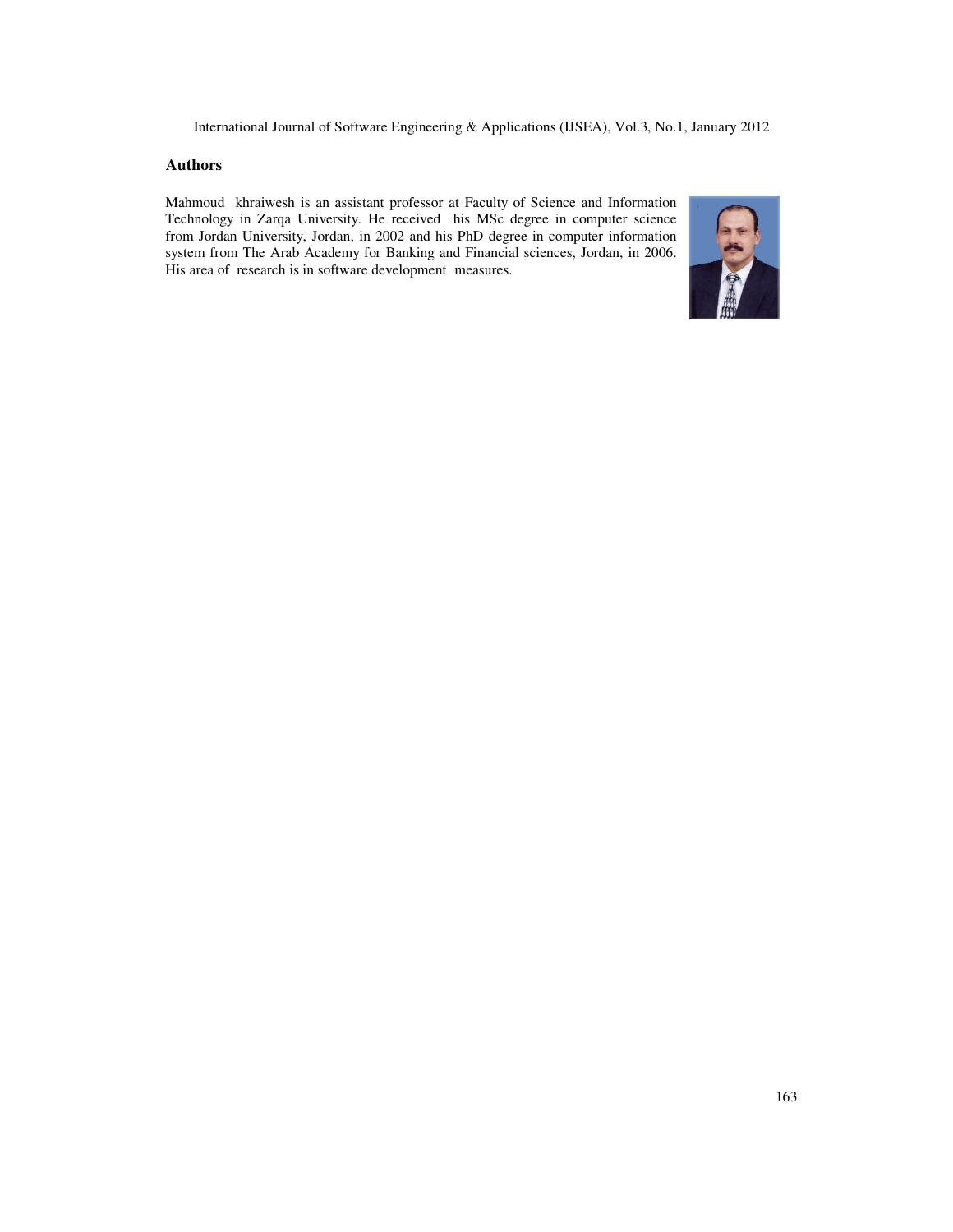## Authors

Mahmoud khraiwesh is an assistant professor at Faculty of Science and Information Technology in Zarqa University. He received his MSc degree in computer science from Jordan University, Jordan, in 2002 and his PhD degree in computer information system from The Arab Academy for Banking and Financial sciences, Jordan, in 2006. His area of research is in software development measures.